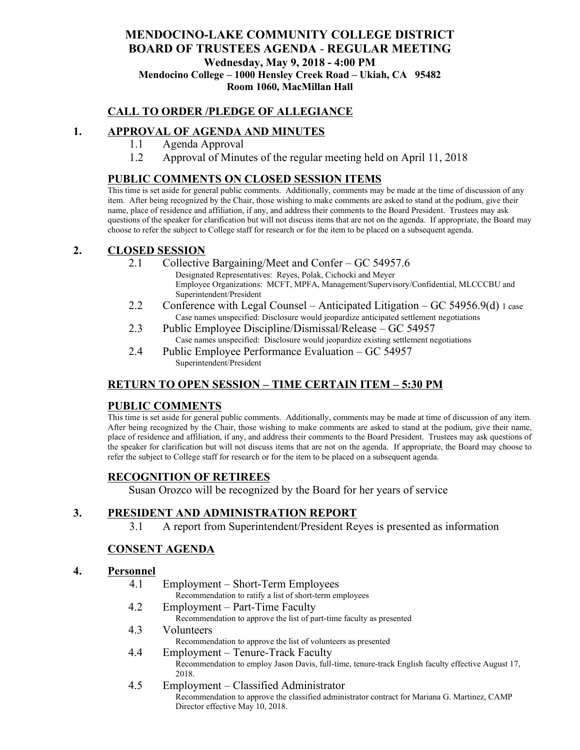# MENDOCINO-LAKE COMMUNITY COLLEGE DISTRICT
# BOARD OF TRUSTEES AGENDA - REGULAR MEETING

**Wednesday, May 9, 2018 - 4:00 PM**
**Mendocino College – 1000 Hensley Creek Road – Ukiah, CA 95482**
**Room 1060, MacMillan Hall**

## CALL TO ORDER /PLEDGE OF ALLEGIANCE

## 1. APPROVAL OF AGENDA AND MINUTES

1.1 Agenda Approval

1.2 Approval of Minutes of the regular meeting held on April 11, 2018

## PUBLIC COMMENTS ON CLOSED SESSION ITEMS

This time is set aside for general public comments. Additionally, comments may be made at the time of discussion of any item. After being recognized by the Chair, those wishing to make comments are asked to stand at the podium, give their name, place of residence and affiliation, if any, and address their comments to the Board President. Trustees may ask questions of the speaker for clarification but will not discuss items that are not on the agenda. If appropriate, the Board may choose to refer the subject to College staff for research or for the item to be placed on a subsequent agenda.

## 2. CLOSED SESSION

2.1 Collective Bargaining/Meet and Confer – GC 54957.6
Designated Representatives: Reyes, Polak, Cichocki and Meyer
Employee Organizations: MCFT, MPFA, Management/Supervisory/Confidential, MLCCCBU and Superintendent/President

2.2 Conference with Legal Counsel – Anticipated Litigation – GC 54956.9(d) 1 case
Case names unspecified: Disclosure would jeopardize anticipated settlement negotiations

2.3 Public Employee Discipline/Dismissal/Release – GC 54957
Case names unspecified: Disclosure would jeopardize existing settlement negotiations

2.4 Public Employee Performance Evaluation – GC 54957
Superintendent/President

## RETURN TO OPEN SESSION – TIME CERTAIN ITEM – 5:30 PM

## PUBLIC COMMENTS

This time is set aside for general public comments. Additionally, comments may be made at time of discussion of any item. After being recognized by the Chair, those wishing to make comments are asked to stand at the podium, give their name, place of residence and affiliation, if any, and address their comments to the Board President. Trustees may ask questions of the speaker for clarification but will not discuss items that are not on the agenda. If appropriate, the Board may choose to refer the subject to College staff for research or for the item to be placed on a subsequent agenda.

## RECOGNITION OF RETIREES

Susan Orozco will be recognized by the Board for her years of service

## 3. PRESIDENT AND ADMINISTRATION REPORT

3.1 A report from Superintendent/President Reyes is presented as information

## CONSENT AGENDA

## 4. Personnel

4.1 Employment – Short-Term Employees
Recommendation to ratify a list of short-term employees

4.2 Employment – Part-Time Faculty
Recommendation to approve the list of part-time faculty as presented

4.3 Volunteers
Recommendation to approve the list of volunteers as presented

4.4 Employment – Tenure-Track Faculty
Recommendation to employ Jason Davis, full-time, tenure-track English faculty effective August 17, 2018.

4.5 Employment – Classified Administrator
Recommendation to approve the classified administrator contract for Mariana G. Martinez, CAMP Director effective May 10, 2018.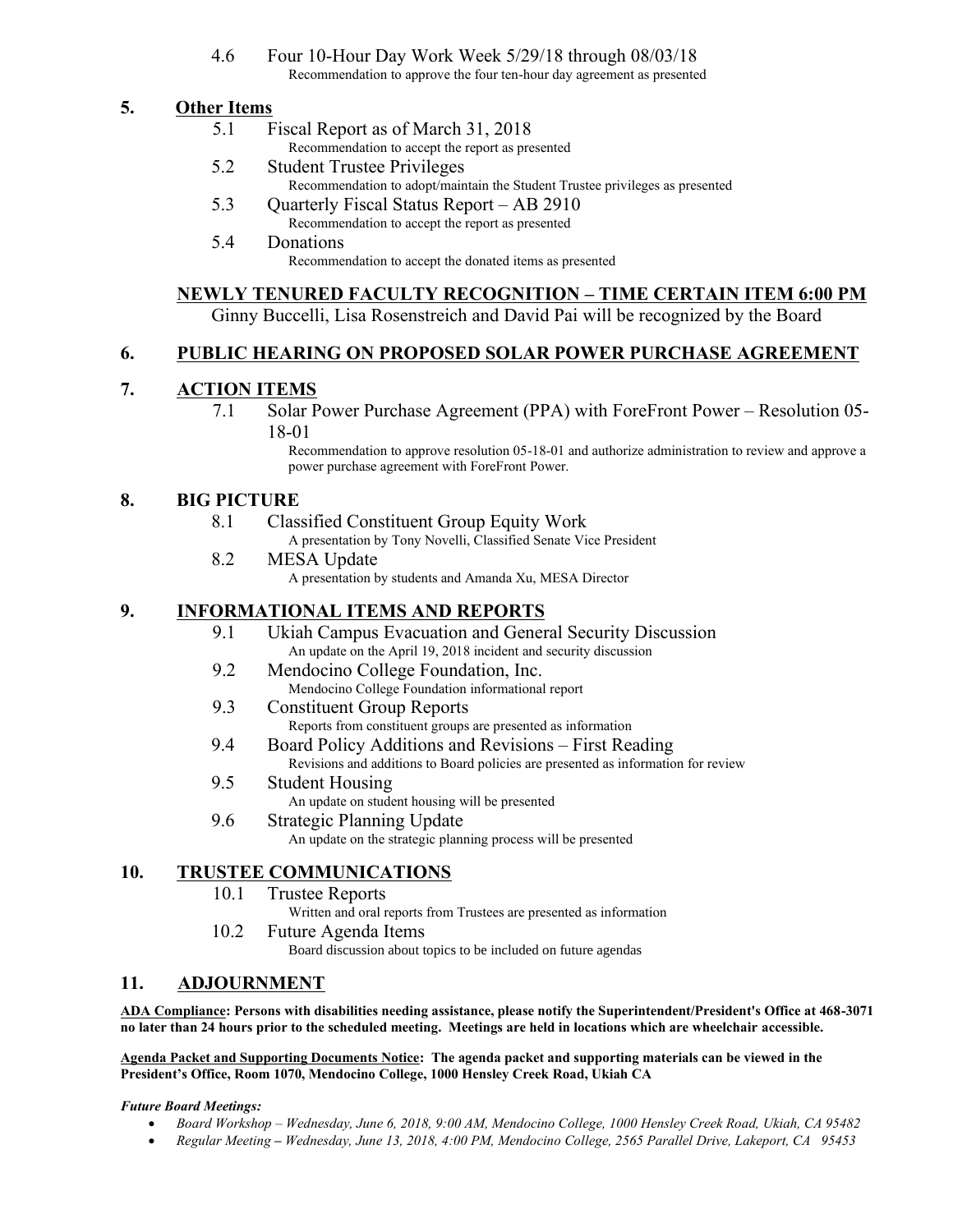4.6 Four 10-Hour Day Work Week 5/29/18 through 08/03/18
Recommendation to approve the four ten-hour day agreement as presented

## 5. Other Items

5.1 Fiscal Report as of March 31, 2018
Recommendation to accept the report as presented

5.2 Student Trustee Privileges
Recommendation to adopt/maintain the Student Trustee privileges as presented

5.3 Quarterly Fiscal Status Report – AB 2910
Recommendation to accept the report as presented

5.4 Donations
Recommendation to accept the donated items as presented

**NEWLY TENURED FACULTY RECOGNITION – TIME CERTAIN ITEM 6:00 PM**
Ginny Buccelli, Lisa Rosenstreich and David Pai will be recognized by the Board

## 6. PUBLIC HEARING ON PROPOSED SOLAR POWER PURCHASE AGREEMENT

## 7. ACTION ITEMS

7.1 Solar Power Purchase Agreement (PPA) with ForeFront Power – Resolution 05-18-01
Recommendation to approve resolution 05-18-01 and authorize administration to review and approve a power purchase agreement with ForeFront Power.

## 8. BIG PICTURE

8.1 Classified Constituent Group Equity Work
A presentation by Tony Novelli, Classified Senate Vice President

8.2 MESA Update
A presentation by students and Amanda Xu, MESA Director

## 9. INFORMATIONAL ITEMS AND REPORTS

9.1 Ukiah Campus Evacuation and General Security Discussion
An update on the April 19, 2018 incident and security discussion

9.2 Mendocino College Foundation, Inc.
Mendocino College Foundation informational report

9.3 Constituent Group Reports
Reports from constituent groups are presented as information

9.4 Board Policy Additions and Revisions – First Reading
Revisions and additions to Board policies are presented as information for review

9.5 Student Housing
An update on student housing will be presented

9.6 Strategic Planning Update
An update on the strategic planning process will be presented

## 10. TRUSTEE COMMUNICATIONS

10.1 Trustee Reports
Written and oral reports from Trustees are presented as information

10.2 Future Agenda Items
Board discussion about topics to be included on future agendas

## 11. ADJOURNMENT

**ADA Compliance: Persons with disabilities needing assistance, please notify the Superintendent/President's Office at 468-3071 no later than 24 hours prior to the scheduled meeting. Meetings are held in locations which are wheelchair accessible.**

**Agenda Packet and Supporting Documents Notice: The agenda packet and supporting materials can be viewed in the President's Office, Room 1070, Mendocino College, 1000 Hensley Creek Road, Ukiah CA**

***Future Board Meetings:***

- *Board Workshop – Wednesday, June 6, 2018, 9:00 AM, Mendocino College, 1000 Hensley Creek Road, Ukiah, CA 95482*
- *Regular Meeting – Wednesday, June 13, 2018, 4:00 PM, Mendocino College, 2565 Parallel Drive, Lakeport, CA 95453*